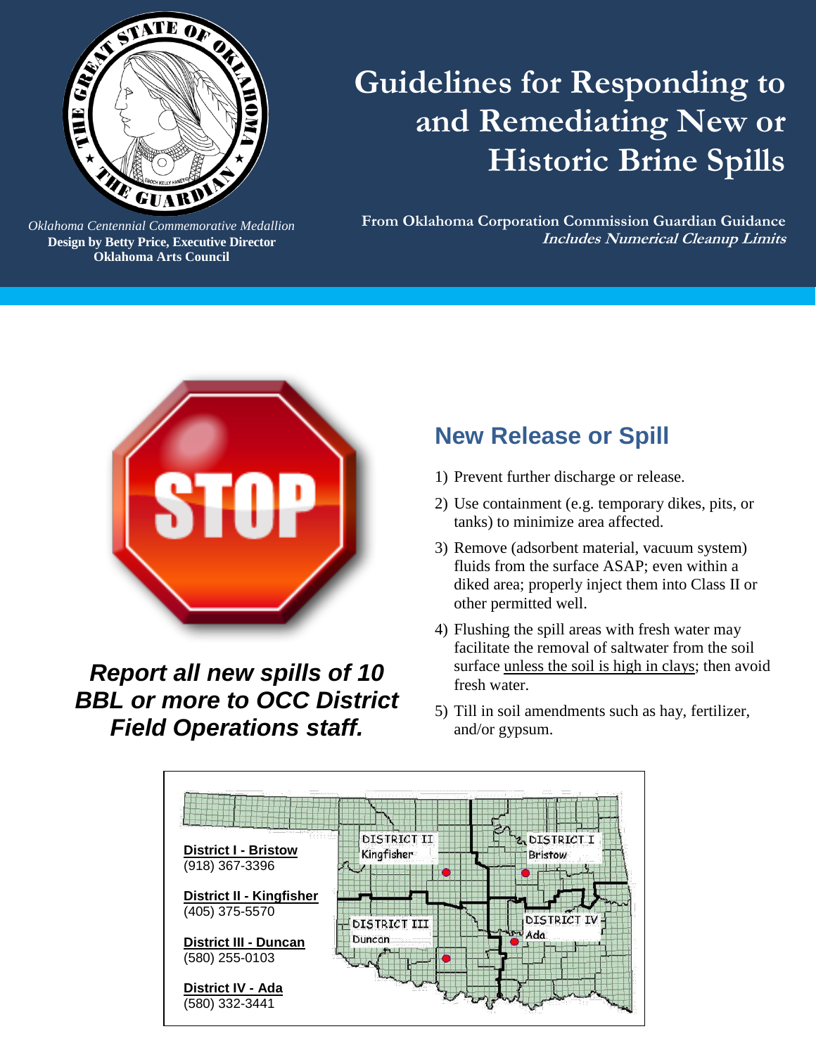# Guidelines for Responding to and Remediating New or Historic Brine Spills

*Oklahoma Centennial Commemorative Medallion*
**Design by Betty Price, Executive Director**
**Oklahoma Arts Council**

**From Oklahoma Corporation Commission Guardian Guidance**
***Includes Numerical Cleanup Limits***

***Report all new spills of 10 BBL or more to OCC District Field Operations staff.***

## New Release or Spill

1) Prevent further discharge or release.
2) Use containment (e.g. temporary dikes, pits, or tanks) to minimize area affected.
3) Remove (adsorbent material, vacuum system) fluids from the surface ASAP; even within a diked area; properly inject them into Class II or other permitted well.
4) Flushing the spill areas with fresh water may facilitate the removal of saltwater from the soil surface unless the soil is high in clays; then avoid fresh water.
5) Till in soil amendments such as hay, fertilizer, and/or gypsum.

**District I - Bristow**
(918) 367-3396

**District II - Kingfisher**
(405) 375-5570

**District III - Duncan**
(580) 255-0103

**District IV - Ada**
(580) 332-3441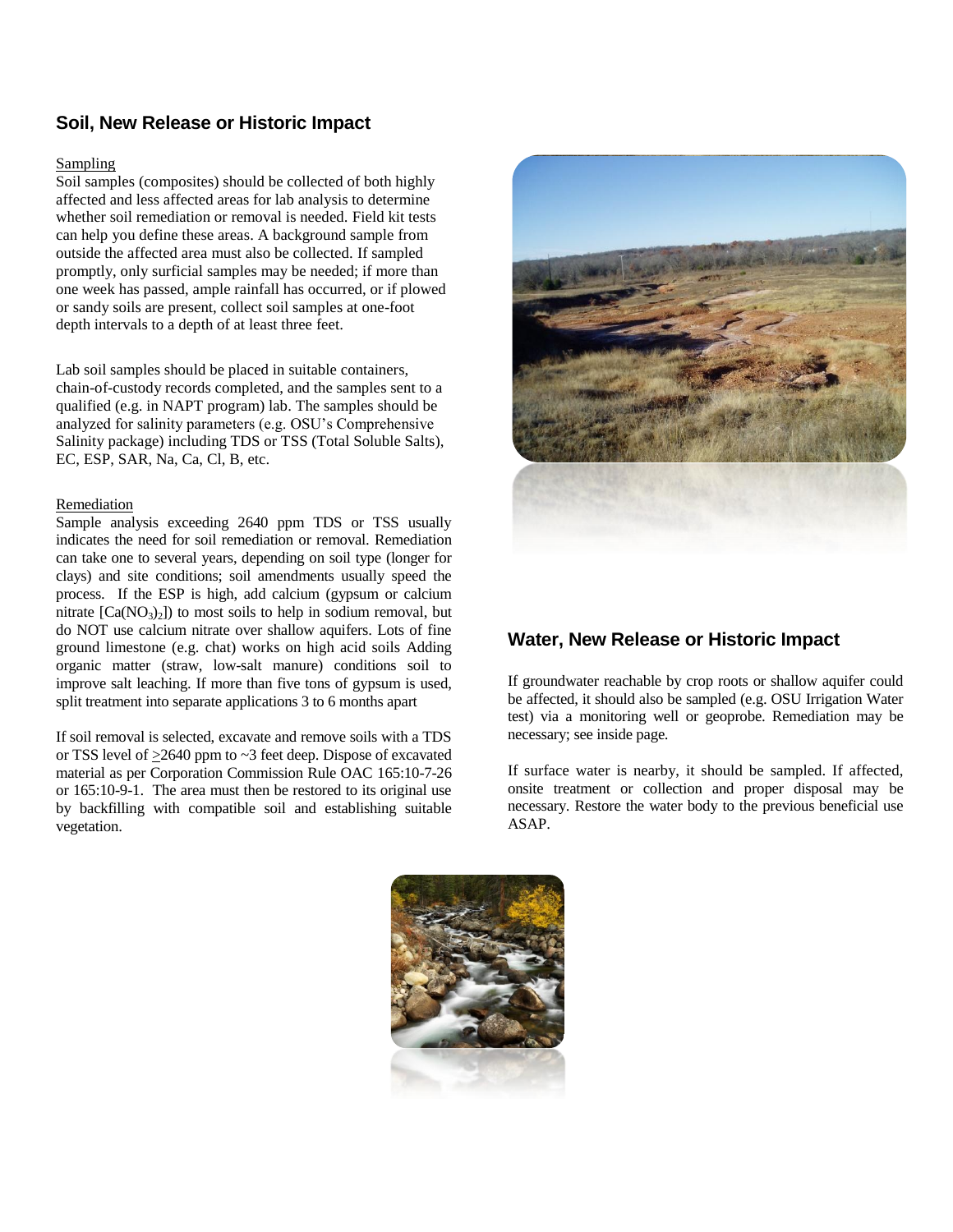## Soil, New Release or Historic Impact

Sampling

Soil samples (composites) should be collected of both highly affected and less affected areas for lab analysis to determine whether soil remediation or removal is needed. Field kit tests can help you define these areas. A background sample from outside the affected area must also be collected. If sampled promptly, only surficial samples may be needed; if more than one week has passed, ample rainfall has occurred, or if plowed or sandy soils are present, collect soil samples at one-foot depth intervals to a depth of at least three feet.

Lab soil samples should be placed in suitable containers, chain-of-custody records completed, and the samples sent to a qualified (e.g. in NAPT program) lab. The samples should be analyzed for salinity parameters (e.g. OSU's Comprehensive Salinity package) including TDS or TSS (Total Soluble Salts), EC, ESP, SAR, Na, Ca, Cl, B, etc.

Remediation

Sample analysis exceeding 2640 ppm TDS or TSS usually indicates the need for soil remediation or removal. Remediation can take one to several years, depending on soil type (longer for clays) and site conditions; soil amendments usually speed the process. If the ESP is high, add calcium (gypsum or calcium nitrate [$Ca(NO_3)_2$]) to most soils to help in sodium removal, but do NOT use calcium nitrate over shallow aquifers. Lots of fine ground limestone (e.g. chat) works on high acid soils Adding organic matter (straw, low-salt manure) conditions soil to improve salt leaching. If more than five tons of gypsum is used, split treatment into separate applications 3 to 6 months apart

If soil removal is selected, excavate and remove soils with a TDS or TSS level of $\geq$2640 ppm to ~3 feet deep. Dispose of excavated material as per Corporation Commission Rule OAC 165:10-7-26 or 165:10-9-1. The area must then be restored to its original use by backfilling with compatible soil and establishing suitable vegetation.

## Water, New Release or Historic Impact

If groundwater reachable by crop roots or shallow aquifer could be affected, it should also be sampled (e.g. OSU Irrigation Water test) via a monitoring well or geoprobe. Remediation may be necessary; see inside page.

If surface water is nearby, it should be sampled. If affected, onsite treatment or collection and proper disposal may be necessary. Restore the water body to the previous beneficial use ASAP.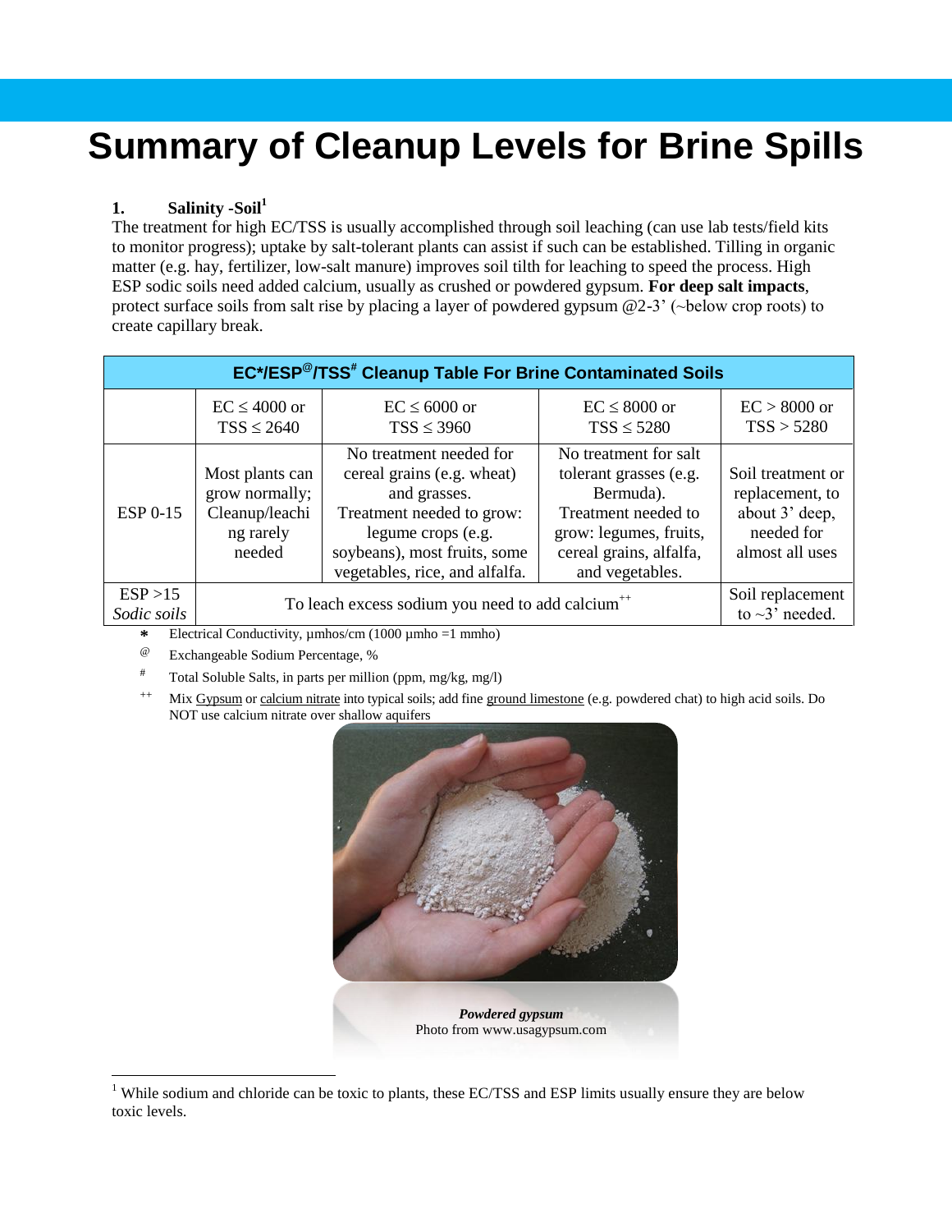# Summary of Cleanup Levels for Brine Spills

## 1. Salinity -Soil[1]

The treatment for high EC/TSS is usually accomplished through soil leaching (can use lab tests/field kits to monitor progress); uptake by salt-tolerant plants can assist if such can be established. Tilling in organic matter (e.g. hay, fertilizer, low-salt manure) improves soil tilth for leaching to speed the process. High ESP sodic soils need added calcium, usually as crushed or powdered gypsum. **For deep salt impacts**, protect surface soils from salt rise by placing a layer of powdered gypsum @2-3' (~below crop roots) to create capillary break.

**EC*/ESP@/TSS# Cleanup Table For Brine Contaminated Soils**

| | EC ≤ 4000 or TSS ≤ 2640 | EC ≤ 6000 or TSS ≤ 3960 | EC ≤ 8000 or TSS ≤ 5280 | EC > 8000 or TSS > 5280 |
|---|---|---|---|---|
| ESP 0-15 | Most plants can grow normally; Cleanup/leaching rarely needed | No treatment needed for cereal grains (e.g. wheat) and grasses. Treatment needed to grow: legume crops (e.g. soybeans), most fruits, some vegetables, rice, and alfalfa. | No treatment for salt tolerant grasses (e.g. Bermuda). Treatment needed to grow: legumes, fruits, cereal grains, alfalfa, and vegetables. | Soil treatment or replacement, to about 3' deep, needed for almost all uses |
| ESP >15 *Sodic soils* | To leach excess sodium you need to add calcium++ | | | Soil replacement to ~3' needed. |

\* Electrical Conductivity, µmhos/cm (1000 µmho =1 mmho)

@ Exchangeable Sodium Percentage, %

\# Total Soluble Salts, in parts per million (ppm, mg/kg, mg/l)

++ Mix Gypsum or calcium nitrate into typical soils; add fine ground limestone (e.g. powdered chat) to high acid soils. Do NOT use calcium nitrate over shallow aquifers

***Powdered gypsum***
Photo from www.usagypsum.com

[1] While sodium and chloride can be toxic to plants, these EC/TSS and ESP limits usually ensure they are below toxic levels.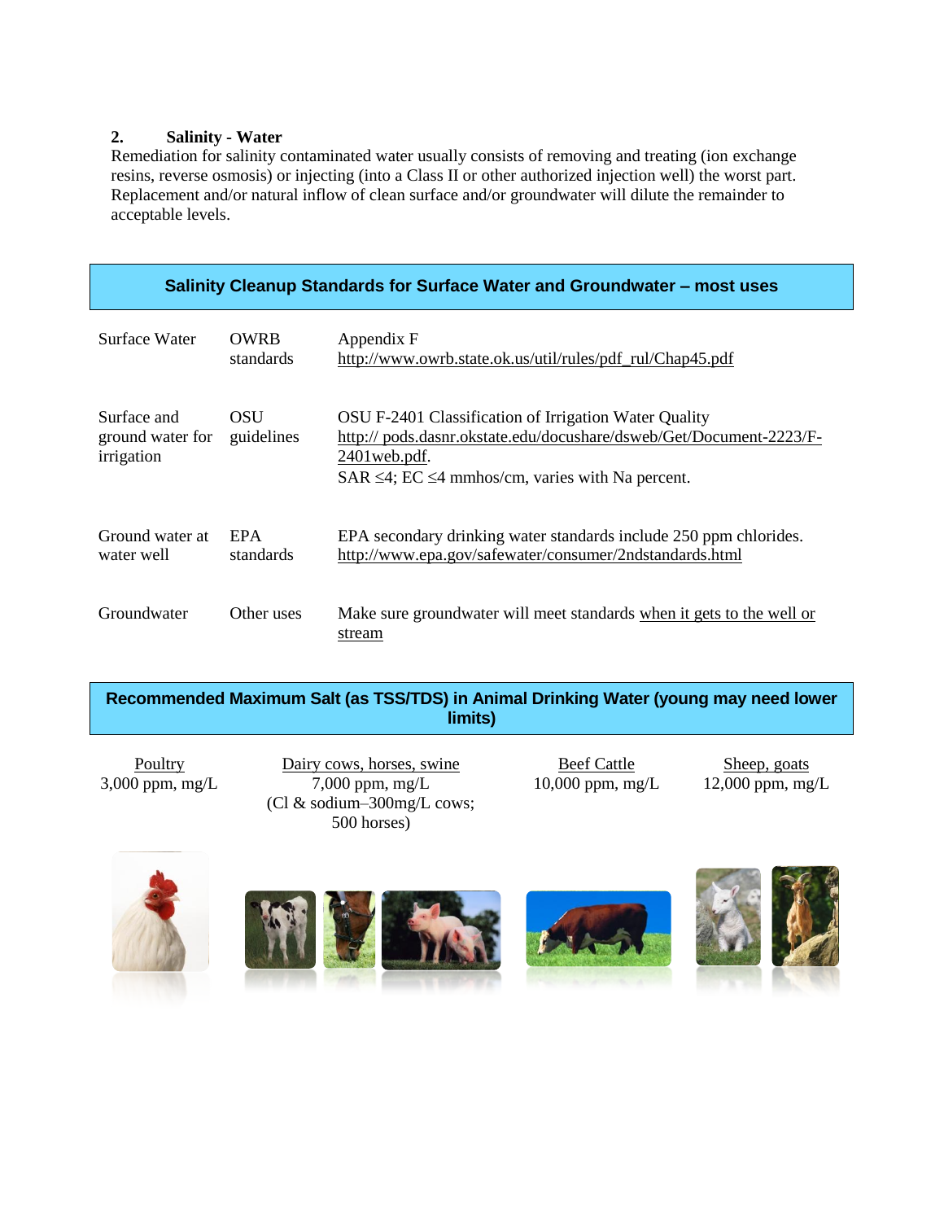**2. Salinity - Water**

Remediation for salinity contaminated water usually consists of removing and treating (ion exchange resins, reverse osmosis) or injecting (into a Class II or other authorized injection well) the worst part. Replacement and/or natural inflow of clean surface and/or groundwater will dilute the remainder to acceptable levels.

| **Salinity Cleanup Standards for Surface Water and Groundwater – most uses** | | |
|---|---|---|
| Surface Water | OWRB standards | Appendix F http://www.owrb.state.ok.us/util/rules/pdf_rul/Chap45.pdf |
| Surface and ground water for irrigation | OSU guidelines | OSU F-2401 Classification of Irrigation Water Quality http:// pods.dasnr.okstate.edu/docushare/dsweb/Get/Document-2223/F-2401web.pdf. SAR ≤4; EC ≤4 mmhos/cm, varies with Na percent. |
| Ground water at water well | EPA standards | EPA secondary drinking water standards include 250 ppm chlorides. http://www.epa.gov/safewater/consumer/2ndstandards.html |
| Groundwater | Other uses | Make sure groundwater will meet standards when it gets to the well or stream |

**Recommended Maximum Salt (as TSS/TDS) in Animal Drinking Water (young may need lower limits)**

| Poultry | Dairy cows, horses, swine | Beef Cattle | Sheep, goats |
|---|---|---|---|
| 3,000 ppm, mg/L | 7,000 ppm, mg/L (Cl & sodium–300mg/L cows; 500 horses) | 10,000 ppm, mg/L | 12,000 ppm, mg/L |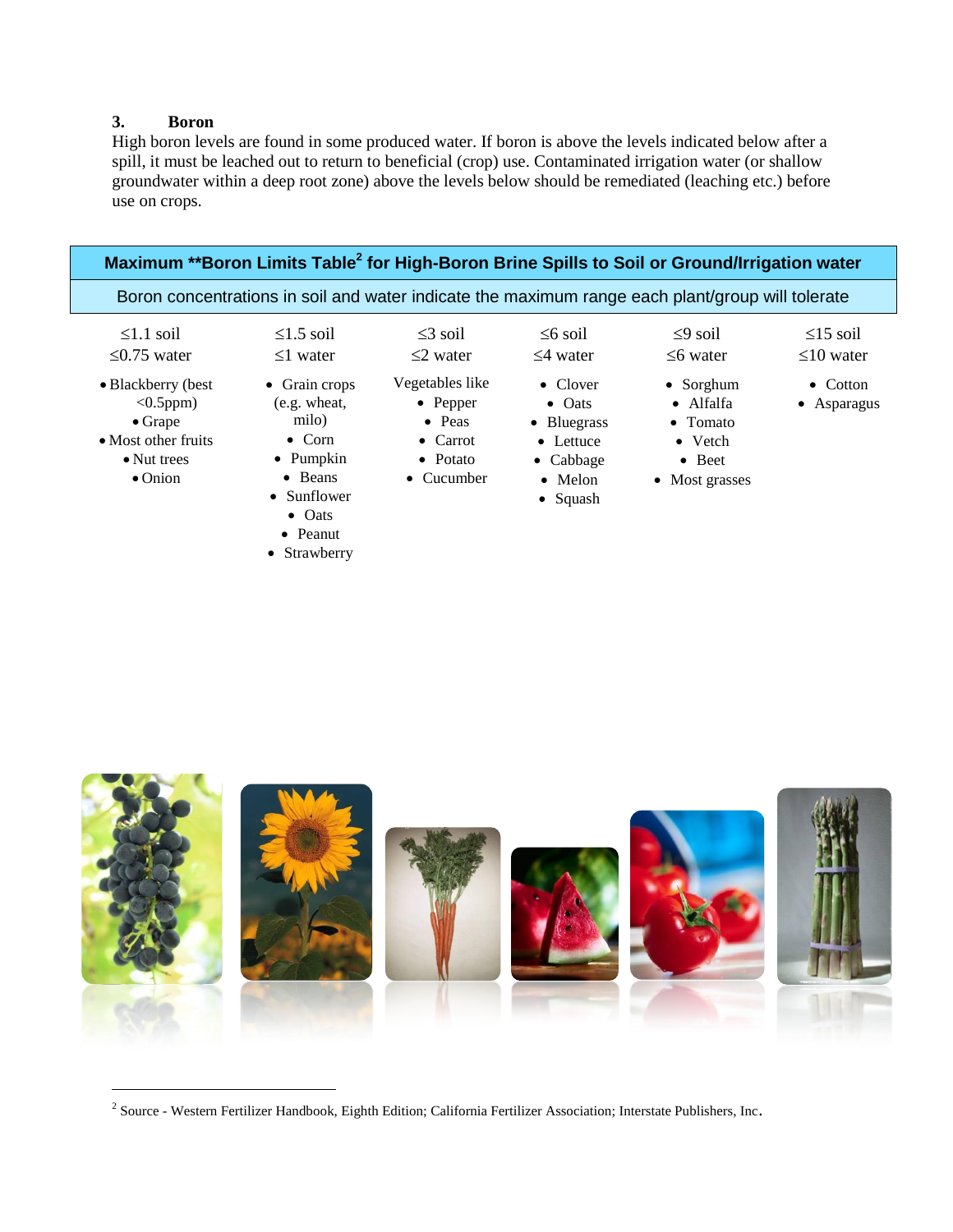### 3. Boron

High boron levels are found in some produced water. If boron is above the levels indicated below after a spill, it must be leached out to return to beneficial (crop) use. Contaminated irrigation water (or shallow groundwater within a deep root zone) above the levels below should be remediated (leaching etc.) before use on crops.

**Maximum **Boron Limits Table[2] for High-Boron Brine Spills to Soil or Ground/Irrigation water**

Boron concentrations in soil and water indicate the maximum range each plant/group will tolerate

| ≤1.1 soil ≤0.75 water | ≤1.5 soil ≤1 water | ≤3 soil ≤2 water | ≤6 soil ≤4 water | ≤9 soil ≤6 water | ≤15 soil ≤10 water |
|---|---|---|---|---|---|
| • Blackberry (best <0.5ppm)<br>• Grape<br>• Most other fruits<br>• Nut trees<br>• Onion | • Grain crops (e.g. wheat, milo)<br>• Corn<br>• Pumpkin<br>• Beans<br>• Sunflower<br>• Oats<br>• Peanut<br>• Strawberry | Vegetables like<br>• Pepper<br>• Peas<br>• Carrot<br>• Potato<br>• Cucumber | • Clover<br>• Oats<br>• Bluegrass<br>• Lettuce<br>• Cabbage<br>• Melon<br>• Squash | • Sorghum<br>• Alfalfa<br>• Tomato<br>• Vetch<br>• Beet<br>• Most grasses | • Cotton<br>• Asparagus |

[2] Source - Western Fertilizer Handbook, Eighth Edition; California Fertilizer Association; Interstate Publishers, Inc.